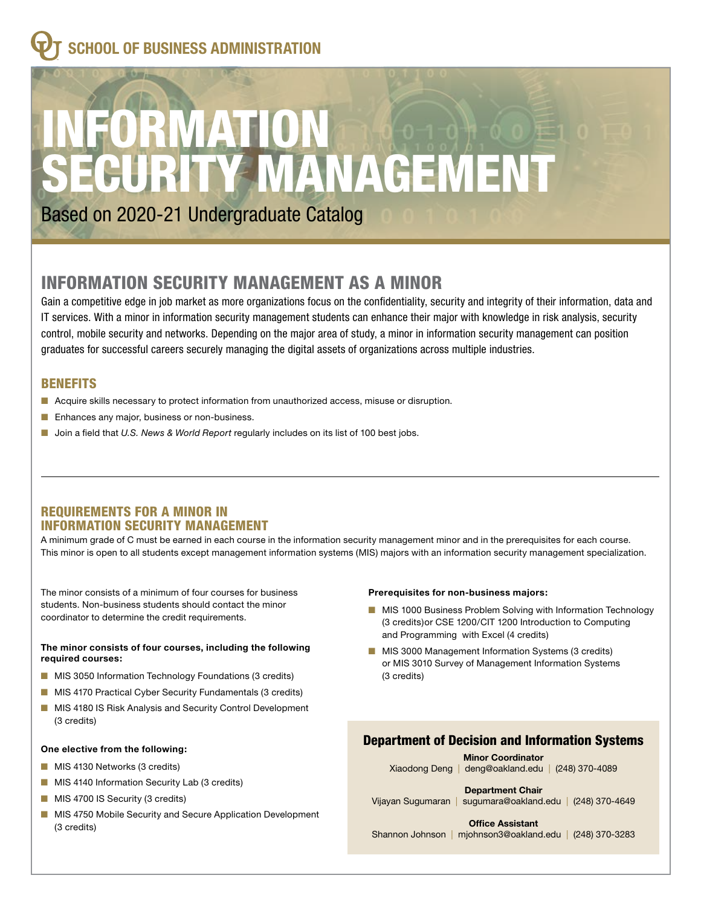# SCHOOL OF BUSINESS ADMINISTRATION

# INFORMATION SECURITY MANAGEMENT

Based on 2020-21 Undergraduate Catalog

## INFORMATION SECURITY MANAGEMENT AS A MINOR

Gain a competitive edge in job market as more organizations focus on the confidentiality, security and integrity of their information, data and IT services. With a minor in information security management students can enhance their major with knowledge in risk analysis, security control, mobile security and networks. Depending on the major area of study, a minor in information security management can position graduates for successful careers securely managing the digital assets of organizations across multiple industries.

### BENEFITS

- Acquire skills necessary to protect information from unauthorized access, misuse or disruption.
- Enhances any major, business or non-business.
- Join a field that *U.S. News & World Report* regularly includes on its list of 100 best jobs.

### REQUIREMENTS FOR A MINOR IN INFORMATION SECURITY MANAGEMENT

A minimum grade of C must be earned in each course in the information security management minor and in the prerequisites for each course. This minor is open to all students except management information systems (MIS) majors with an information security management specialization.

The minor consists of a minimum of four courses for business students. Non-business students should contact the minor coordinator to determine the credit requirements.

**The minor consists of four courses, including the following required courses:**

- MIS 3050 Information Technology Foundations (3 credits)
- MIS 4170 Practical Cyber Security Fundamentals (3 credits)
- MIS 4180 IS Risk Analysis and Security Control Development (3 credits)

**One elective from the following:**

- MIS 4130 Networks (3 credits)
- MIS 4140 Information Security Lab (3 credits)
- MIS 4700 IS Security (3 credits)
- MIS 4750 Mobile Security and Secure Application Development (3 credits)

**Prerequisites for non-business majors:**

- MIS 1000 Business Problem Solving with Information Technology (3 credits)or CSE 1200/CIT 1200 Introduction to Computing and Programming with Excel (4 credits)
- MIS 3000 Management Information Systems (3 credits) or MIS 3010 Survey of Management Information Systems (3 credits)

### Department of Decision and Information Systems

**Minor Coordinator**
Xiaodong Deng | deng@oakland.edu | (248) 370-4089

**Department Chair**
Vijayan Sugumaran | sugumara@oakland.edu | (248) 370-4649

**Office Assistant**
Shannon Johnson | mjohnson3@oakland.edu | (248) 370-3283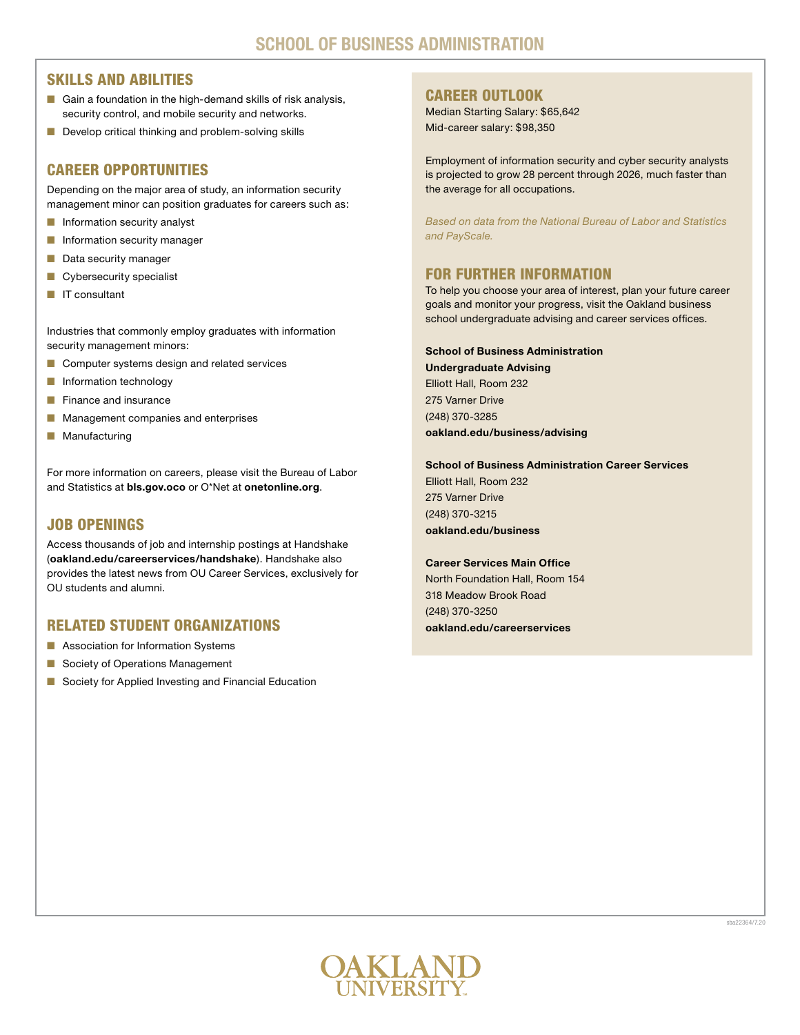# SCHOOL OF BUSINESS ADMINISTRATION

## SKILLS AND ABILITIES

- Gain a foundation in the high-demand skills of risk analysis, security control, and mobile security and networks.
- Develop critical thinking and problem-solving skills

## CAREER OPPORTUNITIES

Depending on the major area of study, an information security management minor can position graduates for careers such as:

- Information security analyst
- Information security manager
- Data security manager
- Cybersecurity specialist
- IT consultant

Industries that commonly employ graduates with information security management minors:

- Computer systems design and related services
- Information technology
- Finance and insurance
- Management companies and enterprises
- Manufacturing

For more information on careers, please visit the Bureau of Labor and Statistics at **bls.gov.oco** or O*Net at **onetonline.org**.

## JOB OPENINGS

Access thousands of job and internship postings at Handshake (**oakland.edu/careerservices/handshake**). Handshake also provides the latest news from OU Career Services, exclusively for OU students and alumni.

## RELATED STUDENT ORGANIZATIONS

- Association for Information Systems
- Society of Operations Management
- Society for Applied Investing and Financial Education

## CAREER OUTLOOK

Median Starting Salary: $65,642
Mid-career salary: $98,350

Employment of information security and cyber security analysts is projected to grow 28 percent through 2026, much faster than the average for all occupations.

*Based on data from the National Bureau of Labor and Statistics and PayScale.*

## FOR FURTHER INFORMATION

To help you choose your area of interest, plan your future career goals and monitor your progress, visit the Oakland business school undergraduate advising and career services offices.

**School of Business Administration**
**Undergraduate Advising**
Elliott Hall, Room 232
275 Varner Drive
(248) 370-3285
**oakland.edu/business/advising**

**School of Business Administration Career Services**
Elliott Hall, Room 232
275 Varner Drive
(248) 370-3215
**oakland.edu/business**

**Career Services Main Office**
North Foundation Hall, Room 154
318 Meadow Brook Road
(248) 370-3250
**oakland.edu/careerservices**

sba22364/7.20

OAKLAND UNIVERSITY™